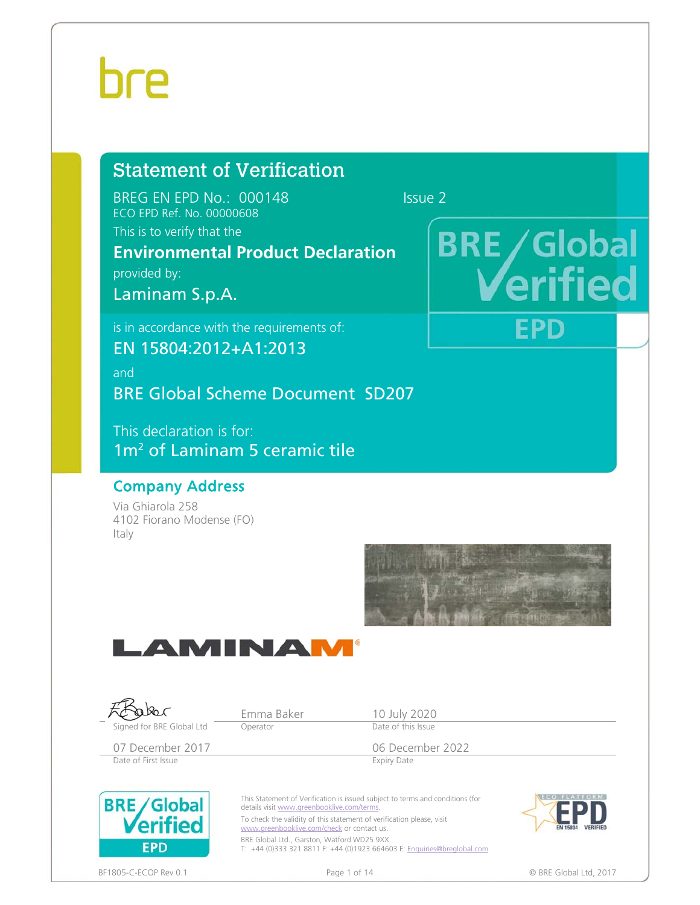bre

# Statement of Verification

BREG EN EPD No.: 000148 Issue 2

ECO EPD Ref. No. 00000608

This is to verify that the

**Environmental Product Declaration**

provided by:

## Laminam S.p.A.

is in accordance with the requirements of:

## EN 15804:2012+A1:2013

and

## BRE Global Scheme Document SD207

This declaration is for:

## 1m² of Laminam 5 ceramic tile

BRE Global Verified EPD

## Company Address

Via Ghiarola 258
4102 Fiorano Modense (FO)
Italy

LAMINAM®

| Signed for BRE Global Ltd | Emma Baker<br>Operator | 10 July 2020<br>Date of this Issue |
|---|---|---|
| 07 December 2017<br>Date of First Issue | | 06 December 2022<br>Expiry Date |

This Statement of Verification is issued subject to terms and conditions (for details visit www.greenbooklive.com/terms.

To check the validity of this statement of verification please, visit www.greenbooklive.com/check or contact us.

BRE Global Ltd., Garston, Watford WD25 9XX.
T: +44 (0)333 321 8811 F: +44 (0)1923 664603 E: Enquiries@breglobal.com

ECO PLATFORM EPD EN 15804 VERIFIED

BF1805-C-ECOP Rev 0.1 © BRE Global Ltd, 2017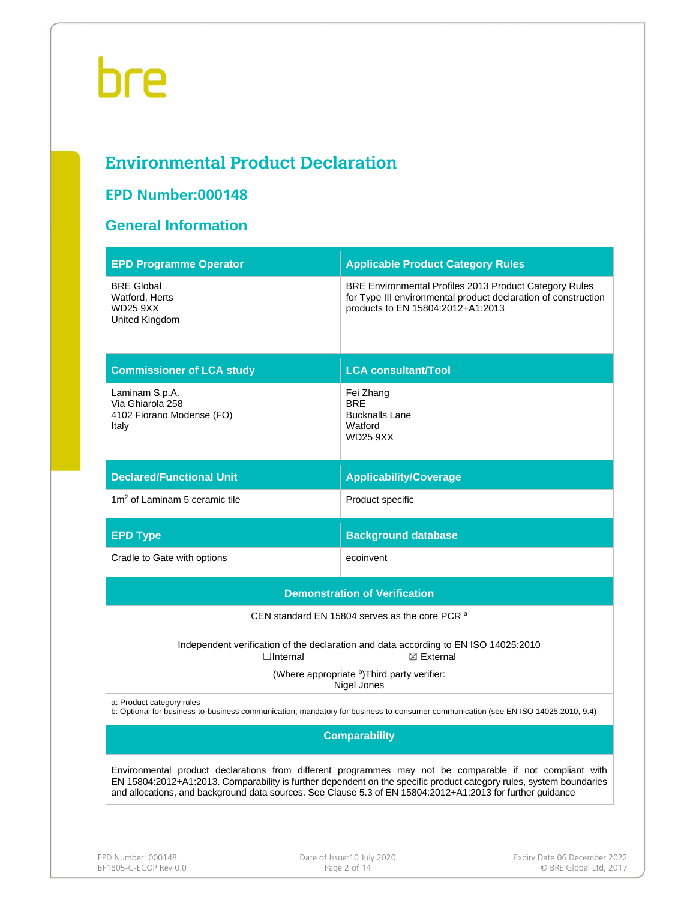bre

# Environmental Product Declaration

## EPD Number:000148

## General Information

| EPD Programme Operator | Applicable Product Category Rules |
|---|---|
| BRE Global<br>Watford, Herts<br>WD25 9XX<br>United Kingdom | BRE Environmental Profiles 2013 Product Category Rules for Type III environmental product declaration of construction products to EN 15804:2012+A1:2013 |
| **Commissioner of LCA study** | **LCA consultant/Tool** |
| Laminam S.p.A.<br>Via Ghiarola 258<br>4102 Fiorano Modense (FO)<br>Italy | Fei Zhang<br>BRE<br>Bucknalls Lane<br>Watford<br>WD25 9XX |
| **Declared/Functional Unit** | **Applicability/Coverage** |
| 1m$^2$ of Laminam 5 ceramic tile | Product specific |
| **EPD Type** | **Background database** |
| Cradle to Gate with options | ecoinvent |

| Demonstration of Verification |
|---|
| CEN standard EN 15804 serves as the core PCR [a] |
| Independent verification of the declaration and data according to EN ISO 14025:2010<br>☐Internal ☒ External |
| (Where appropriate [b])Third party verifier:<br>Nigel Jones |
| a: Product category rules<br>b: Optional for business-to-business communication; mandatory for business-to-consumer communication (see EN ISO 14025:2010, 9.4) |

| Comparability |
|---|
| Environmental product declarations from different programmes may not be comparable if not compliant with EN 15804:2012+A1:2013. Comparability is further dependent on the specific product category rules, system boundaries and allocations, and background data sources. See Clause 5.3 of EN 15804:2012+A1:2013 for further guidance |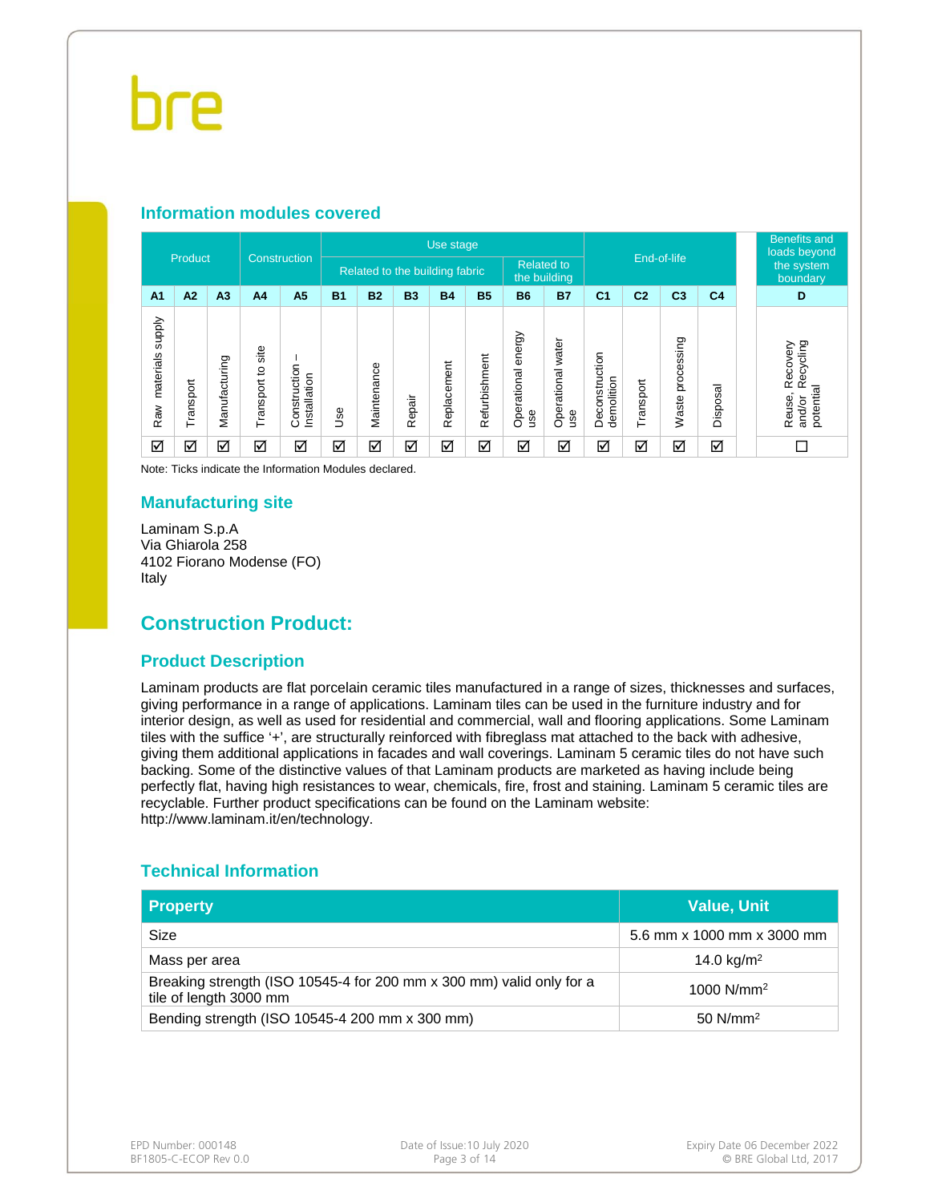## Information modules covered

| Product | | | Construction | | Use stage | | | | | | | End-of-life | | | | | Benefits and loads beyond the system boundary |
|---|---|---|---|---|---|---|---|---|---|---|---|---|---|---|---|---|---|
| | | | | | Related to the building fabric | | | | | Related to the building | | | | | | | |
| A1 | A2 | A3 | A4 | A5 | B1 | B2 | B3 | B4 | B5 | B6 | B7 | C1 | C2 | C3 | C4 | | D |
| Raw materials supply | Transport | Manufacturing | Transport to site | Construction – Installation | Use | Maintenance | Repair | Replacement | Refurbishment | Operational energy use | Operational water use | Deconstruction demolition | Transport | Waste processing | Disposal | | Reuse, Recovery and/or Recycling potential |
| ☑ | ☑ | ☑ | ☑ | ☑ | ☑ | ☑ | ☑ | ☑ | ☑ | ☑ | ☑ | ☑ | ☑ | ☑ | ☑ | | ☐ |

Note: Ticks indicate the Information Modules declared.

## Manufacturing site

Laminam S.p.A
Via Ghiarola 258
4102 Fiorano Modense (FO)
Italy

# Construction Product:

## Product Description

Laminam products are flat porcelain ceramic tiles manufactured in a range of sizes, thicknesses and surfaces, giving performance in a range of applications. Laminam tiles can be used in the furniture industry and for interior design, as well as used for residential and commercial, wall and flooring applications. Some Laminam tiles with the suffice '+', are structurally reinforced with fibreglass mat attached to the back with adhesive, giving them additional applications in facades and wall coverings. Laminam 5 ceramic tiles do not have such backing. Some of the distinctive values of that Laminam products are marketed as having include being perfectly flat, having high resistances to wear, chemicals, fire, frost and staining. Laminam 5 ceramic tiles are recyclable. Further product specifications can be found on the Laminam website: http://www.laminam.it/en/technology.

## Technical Information

| Property | Value, Unit |
|---|---|
| Size | 5.6 mm x 1000 mm x 3000 mm |
| Mass per area | 14.0 kg/m$^2$ |
| Breaking strength (ISO 10545-4 for 200 mm x 300 mm) valid only for a tile of length 3000 mm | 1000 N/mm$^2$ |
| Bending strength (ISO 10545-4 200 mm x 300 mm) | 50 N/mm$^2$ |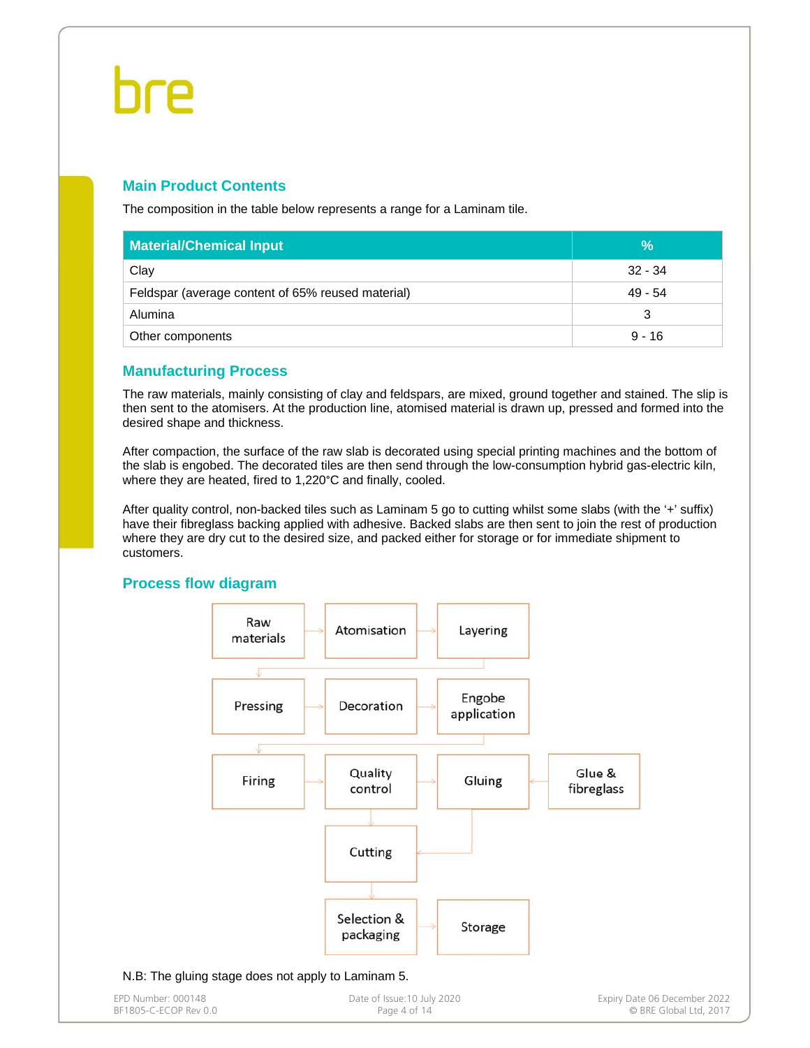## Main Product Contents

The composition in the table below represents a range for a Laminam tile.

| Material/Chemical Input | % |
|---|---|
| Clay | 32 - 34 |
| Feldspar (average content of 65% reused material) | 49 - 54 |
| Alumina | 3 |
| Other components | 9 - 16 |

## Manufacturing Process

The raw materials, mainly consisting of clay and feldspars, are mixed, ground together and stained. The slip is then sent to the atomisers. At the production line, atomised material is drawn up, pressed and formed into the desired shape and thickness.

After compaction, the surface of the raw slab is decorated using special printing machines and the bottom of the slab is engobed. The decorated tiles are then send through the low-consumption hybrid gas-electric kiln, where they are heated, fired to 1,220°C and finally, cooled.

After quality control, non-backed tiles such as Laminam 5 go to cutting whilst some slabs (with the '+' suffix) have their fibreglass backing applied with adhesive. Backed slabs are then sent to join the rest of production where they are dry cut to the desired size, and packed either for storage or for immediate shipment to customers.

## Process flow diagram

Raw materials → Atomisation → Layering → Pressing → Decoration → Engobe application → Firing → Quality control → Gluing (← Glue & fibreglass) → Cutting; Quality control → Cutting → Selection & packaging → Storage

N.B: The gluing stage does not apply to Laminam 5.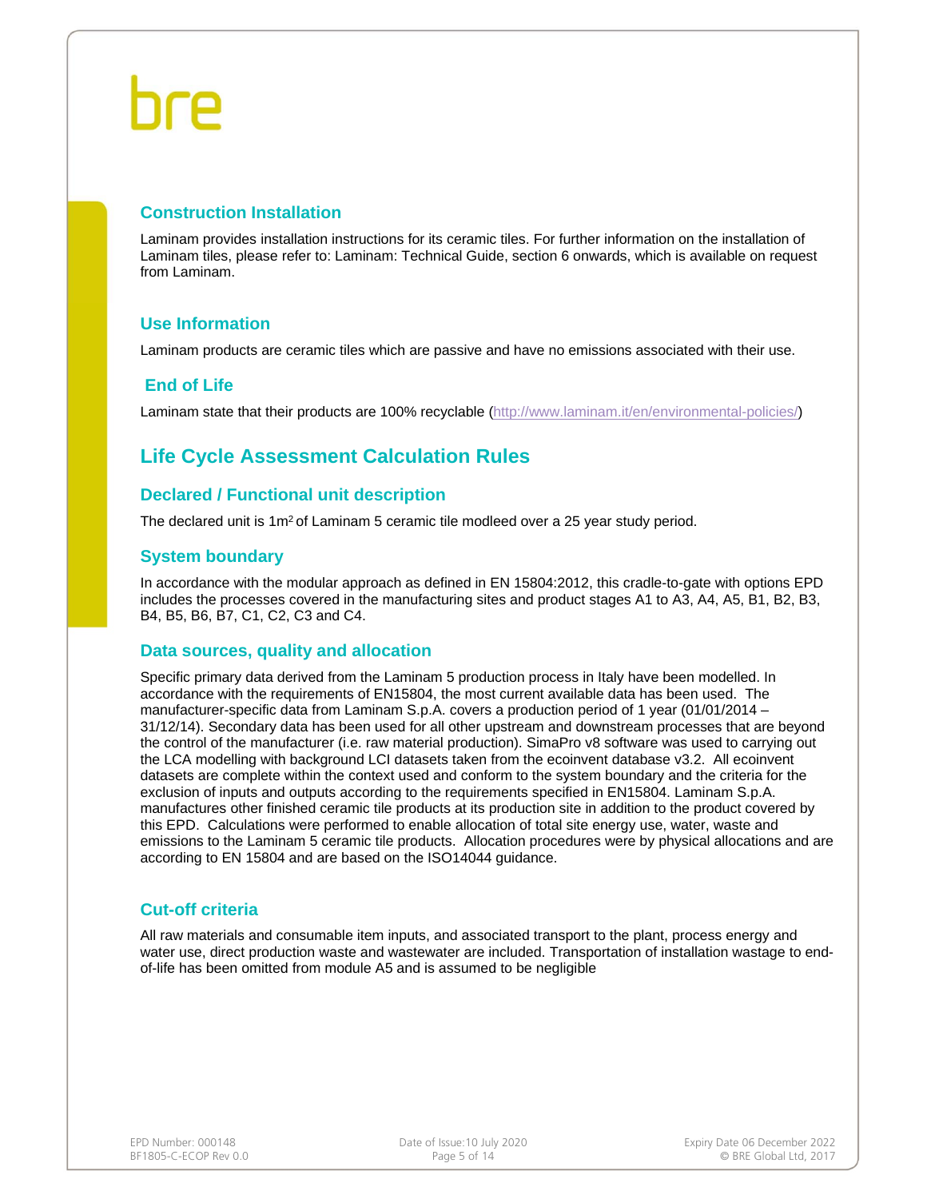## Construction Installation

Laminam provides installation instructions for its ceramic tiles. For further information on the installation of Laminam tiles, please refer to: Laminam: Technical Guide, section 6 onwards, which is available on request from Laminam.

## Use Information

Laminam products are ceramic tiles which are passive and have no emissions associated with their use.

## End of Life

Laminam state that their products are 100% recyclable (http://www.laminam.it/en/environmental-policies/)

# Life Cycle Assessment Calculation Rules

## Declared / Functional unit description

The declared unit is 1m$^2$ of Laminam 5 ceramic tile modleed over a 25 year study period.

## System boundary

In accordance with the modular approach as defined in EN 15804:2012, this cradle-to-gate with options EPD includes the processes covered in the manufacturing sites and product stages A1 to A3, A4, A5, B1, B2, B3, B4, B5, B6, B7, C1, C2, C3 and C4.

## Data sources, quality and allocation

Specific primary data derived from the Laminam 5 production process in Italy have been modelled. In accordance with the requirements of EN15804, the most current available data has been used. The manufacturer-specific data from Laminam S.p.A. covers a production period of 1 year (01/01/2014 – 31/12/14). Secondary data has been used for all other upstream and downstream processes that are beyond the control of the manufacturer (i.e. raw material production). SimaPro v8 software was used to carrying out the LCA modelling with background LCI datasets taken from the ecoinvent database v3.2. All ecoinvent datasets are complete within the context used and conform to the system boundary and the criteria for the exclusion of inputs and outputs according to the requirements specified in EN15804. Laminam S.p.A. manufactures other finished ceramic tile products at its production site in addition to the product covered by this EPD. Calculations were performed to enable allocation of total site energy use, water, waste and emissions to the Laminam 5 ceramic tile products. Allocation procedures were by physical allocations and are according to EN 15804 and are based on the ISO14044 guidance.

## Cut-off criteria

All raw materials and consumable item inputs, and associated transport to the plant, process energy and water use, direct production waste and wastewater are included. Transportation of installation wastage to end-of-life has been omitted from module A5 and is assumed to be negligible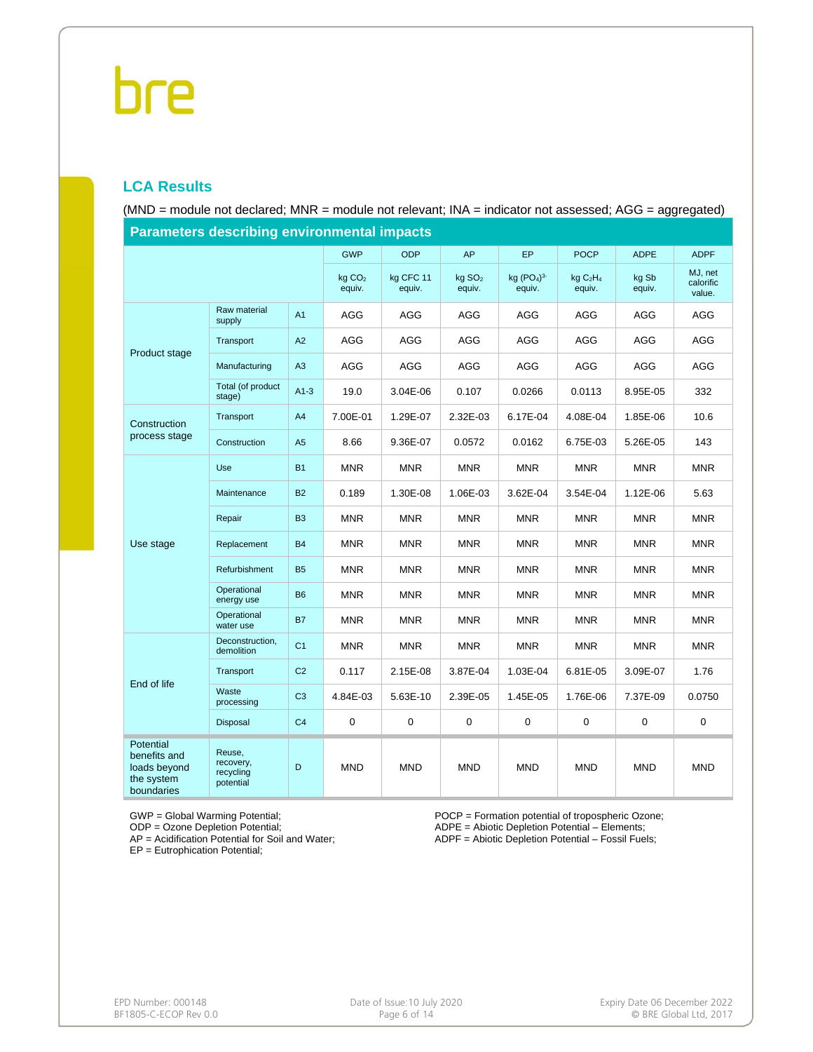## LCA Results

(MND = module not declared; MNR = module not relevant; INA = indicator not assessed; AGG = aggregated)

| Parameters describing environmental impacts | | | | | | | | | |
|---|---|---|---|---|---|---|---|---|---|
| | | | GWP | ODP | AP | EP | POCP | ADPE | ADPF |
| | | | kg $CO_2$ equiv. | kg CFC 11 equiv. | kg $SO_2$ equiv. | kg $(PO_4)^{3-}$ equiv. | kg $C_2H_4$ equiv. | kg Sb equiv. | MJ, net calorific value. |
| Product stage | Raw material supply | A1 | AGG | AGG | AGG | AGG | AGG | AGG | AGG |
| | Transport | A2 | AGG | AGG | AGG | AGG | AGG | AGG | AGG |
| | Manufacturing | A3 | AGG | AGG | AGG | AGG | AGG | AGG | AGG |
| | Total (of product stage) | A1-3 | 19.0 | 3.04E-06 | 0.107 | 0.0266 | 0.0113 | 8.95E-05 | 332 |
| Construction process stage | Transport | A4 | 7.00E-01 | 1.29E-07 | 2.32E-03 | 6.17E-04 | 4.08E-04 | 1.85E-06 | 10.6 |
| | Construction | A5 | 8.66 | 9.36E-07 | 0.0572 | 0.0162 | 6.75E-03 | 5.26E-05 | 143 |
| Use stage | Use | B1 | MNR | MNR | MNR | MNR | MNR | MNR | MNR |
| | Maintenance | B2 | 0.189 | 1.30E-08 | 1.06E-03 | 3.62E-04 | 3.54E-04 | 1.12E-06 | 5.63 |
| | Repair | B3 | MNR | MNR | MNR | MNR | MNR | MNR | MNR |
| | Replacement | B4 | MNR | MNR | MNR | MNR | MNR | MNR | MNR |
| | Refurbishment | B5 | MNR | MNR | MNR | MNR | MNR | MNR | MNR |
| | Operational energy use | B6 | MNR | MNR | MNR | MNR | MNR | MNR | MNR |
| | Operational water use | B7 | MNR | MNR | MNR | MNR | MNR | MNR | MNR |
| End of life | Deconstruction, demolition | C1 | MNR | MNR | MNR | MNR | MNR | MNR | MNR |
| | Transport | C2 | 0.117 | 2.15E-08 | 3.87E-04 | 1.03E-04 | 6.81E-05 | 3.09E-07 | 1.76 |
| | Waste processing | C3 | 4.84E-03 | 5.63E-10 | 2.39E-05 | 1.45E-05 | 1.76E-06 | 7.37E-09 | 0.0750 |
| | Disposal | C4 | 0 | 0 | 0 | 0 | 0 | 0 | 0 |
| Potential benefits and loads beyond the system boundaries | Reuse, recovery, recycling potential | D | MND | MND | MND | MND | MND | MND | MND |

GWP = Global Warming Potential;
ODP = Ozone Depletion Potential;
AP = Acidification Potential for Soil and Water;
EP = Eutrophication Potential;
POCP = Formation potential of tropospheric Ozone;
ADPE = Abiotic Depletion Potential – Elements;
ADPF = Abiotic Depletion Potential – Fossil Fuels;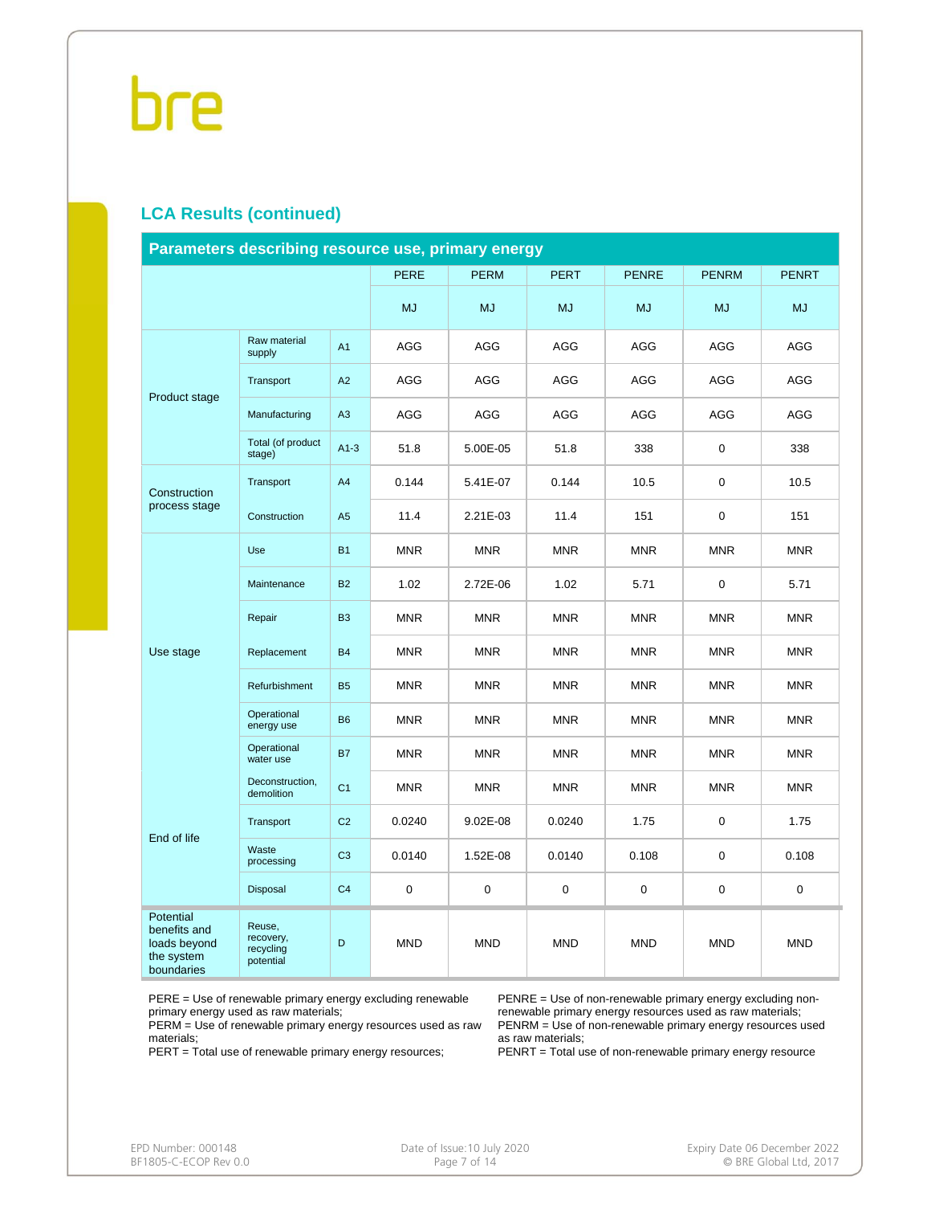## LCA Results (continued)

| Parameters describing resource use, primary energy | | | PERE | PERM | PERT | PENRE | PENRM | PENRT |
|---|---|---|---|---|---|---|---|---|
| | | | MJ | MJ | MJ | MJ | MJ | MJ |
| Product stage | Raw material supply | A1 | AGG | AGG | AGG | AGG | AGG | AGG |
| | Transport | A2 | AGG | AGG | AGG | AGG | AGG | AGG |
| | Manufacturing | A3 | AGG | AGG | AGG | AGG | AGG | AGG |
| | Total (of product stage) | A1-3 | 51.8 | 5.00E-05 | 51.8 | 338 | 0 | 338 |
| Construction process stage | Transport | A4 | 0.144 | 5.41E-07 | 0.144 | 10.5 | 0 | 10.5 |
| | Construction | A5 | 11.4 | 2.21E-03 | 11.4 | 151 | 0 | 151 |
| Use stage | Use | B1 | MNR | MNR | MNR | MNR | MNR | MNR |
| | Maintenance | B2 | 1.02 | 2.72E-06 | 1.02 | 5.71 | 0 | 5.71 |
| | Repair | B3 | MNR | MNR | MNR | MNR | MNR | MNR |
| | Replacement | B4 | MNR | MNR | MNR | MNR | MNR | MNR |
| | Refurbishment | B5 | MNR | MNR | MNR | MNR | MNR | MNR |
| | Operational energy use | B6 | MNR | MNR | MNR | MNR | MNR | MNR |
| | Operational water use | B7 | MNR | MNR | MNR | MNR | MNR | MNR |
| End of life | Deconstruction, demolition | C1 | MNR | MNR | MNR | MNR | MNR | MNR |
| | Transport | C2 | 0.0240 | 9.02E-08 | 0.0240 | 1.75 | 0 | 1.75 |
| | Waste processing | C3 | 0.0140 | 1.52E-08 | 0.0140 | 0.108 | 0 | 0.108 |
| | Disposal | C4 | 0 | 0 | 0 | 0 | 0 | 0 |
| Potential benefits and loads beyond the system boundaries | Reuse, recovery, recycling potential | D | MND | MND | MND | MND | MND | MND |

PERE = Use of renewable primary energy excluding renewable primary energy used as raw materials;
PERM = Use of renewable primary energy resources used as raw materials;
PERT = Total use of renewable primary energy resources;
PENRE = Use of non-renewable primary energy excluding non-renewable primary energy resources used as raw materials;
PENRM = Use of non-renewable primary energy resources used as raw materials;
PENRT = Total use of non-renewable primary energy resource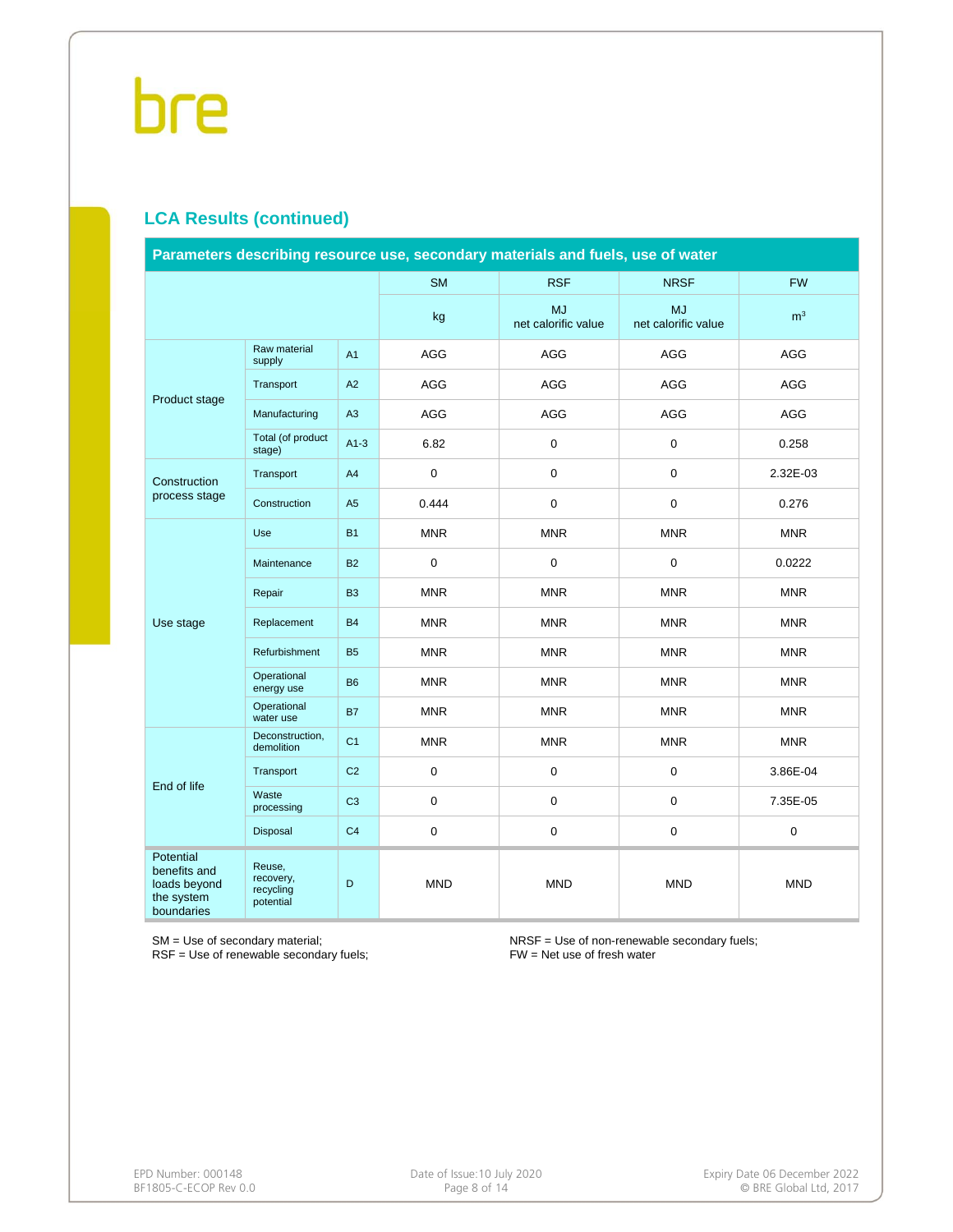## LCA Results (continued)

| Parameters describing resource use, secondary materials and fuels, use of water | | | | | | |
|---|---|---|---|---|---|---|
| | | | SM | RSF | NRSF | FW |
| | | | kg | MJ net calorific value | MJ net calorific value | $m^3$ |
| Product stage | Raw material supply | A1 | AGG | AGG | AGG | AGG |
| | Transport | A2 | AGG | AGG | AGG | AGG |
| | Manufacturing | A3 | AGG | AGG | AGG | AGG |
| | Total (of product stage) | A1-3 | 6.82 | 0 | 0 | 0.258 |
| Construction process stage | Transport | A4 | 0 | 0 | 0 | 2.32E-03 |
| | Construction | A5 | 0.444 | 0 | 0 | 0.276 |
| Use stage | Use | B1 | MNR | MNR | MNR | MNR |
| | Maintenance | B2 | 0 | 0 | 0 | 0.0222 |
| | Repair | B3 | MNR | MNR | MNR | MNR |
| | Replacement | B4 | MNR | MNR | MNR | MNR |
| | Refurbishment | B5 | MNR | MNR | MNR | MNR |
| | Operational energy use | B6 | MNR | MNR | MNR | MNR |
| | Operational water use | B7 | MNR | MNR | MNR | MNR |
| End of life | Deconstruction, demolition | C1 | MNR | MNR | MNR | MNR |
| | Transport | C2 | 0 | 0 | 0 | 3.86E-04 |
| | Waste processing | C3 | 0 | 0 | 0 | 7.35E-05 |
| | Disposal | C4 | 0 | 0 | 0 | 0 |
| Potential benefits and loads beyond the system boundaries | Reuse, recovery, recycling potential | D | MND | MND | MND | MND |

SM = Use of secondary material;
RSF = Use of renewable secondary fuels;
NRSF = Use of non-renewable secondary fuels;
FW = Net use of fresh water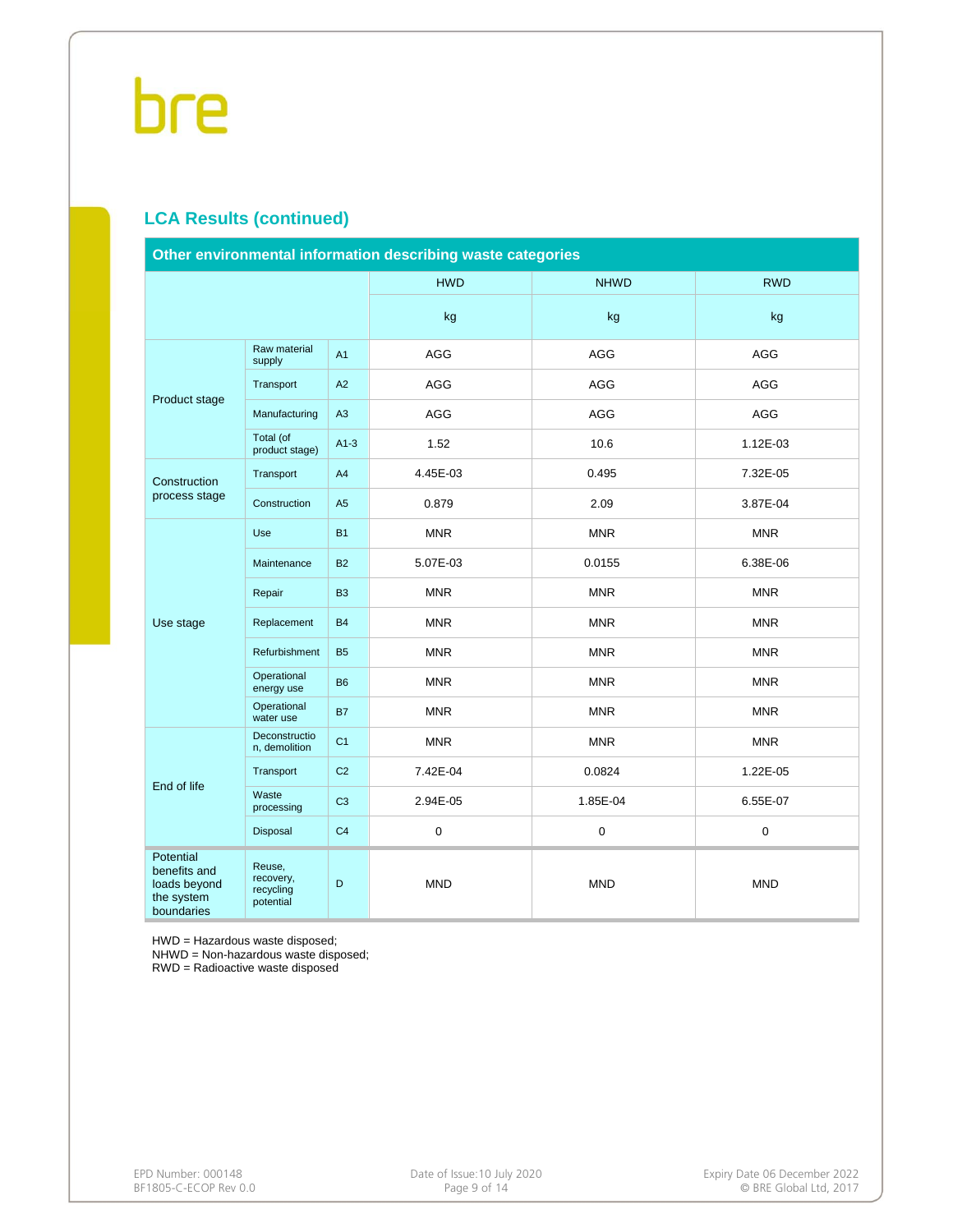## LCA Results (continued)

| Other environmental information describing waste categories | | | HWD | NHWD | RWD |
|---|---|---|---|---|---|
| | | | kg | kg | kg |
| Product stage | Raw material supply | A1 | AGG | AGG | AGG |
| | Transport | A2 | AGG | AGG | AGG |
| | Manufacturing | A3 | AGG | AGG | AGG |
| | Total (of product stage) | A1-3 | 1.52 | 10.6 | 1.12E-03 |
| Construction process stage | Transport | A4 | 4.45E-03 | 0.495 | 7.32E-05 |
| | Construction | A5 | 0.879 | 2.09 | 3.87E-04 |
| Use stage | Use | B1 | MNR | MNR | MNR |
| | Maintenance | B2 | 5.07E-03 | 0.0155 | 6.38E-06 |
| | Repair | B3 | MNR | MNR | MNR |
| | Replacement | B4 | MNR | MNR | MNR |
| | Refurbishment | B5 | MNR | MNR | MNR |
| | Operational energy use | B6 | MNR | MNR | MNR |
| | Operational water use | B7 | MNR | MNR | MNR |
| End of life | Deconstruction, demolition | C1 | MNR | MNR | MNR |
| | Transport | C2 | 7.42E-04 | 0.0824 | 1.22E-05 |
| | Waste processing | C3 | 2.94E-05 | 1.85E-04 | 6.55E-07 |
| | Disposal | C4 | 0 | 0 | 0 |
| Potential benefits and loads beyond the system boundaries | Reuse, recovery, recycling potential | D | MND | MND | MND |

HWD = Hazardous waste disposed;
NHWD = Non-hazardous waste disposed;
RWD = Radioactive waste disposed

EPD Number: 000148
BF1805-C-ECOP Rev 0.0

Date of Issue:10 July 2020

Expiry Date 06 December 2022
© BRE Global Ltd, 2017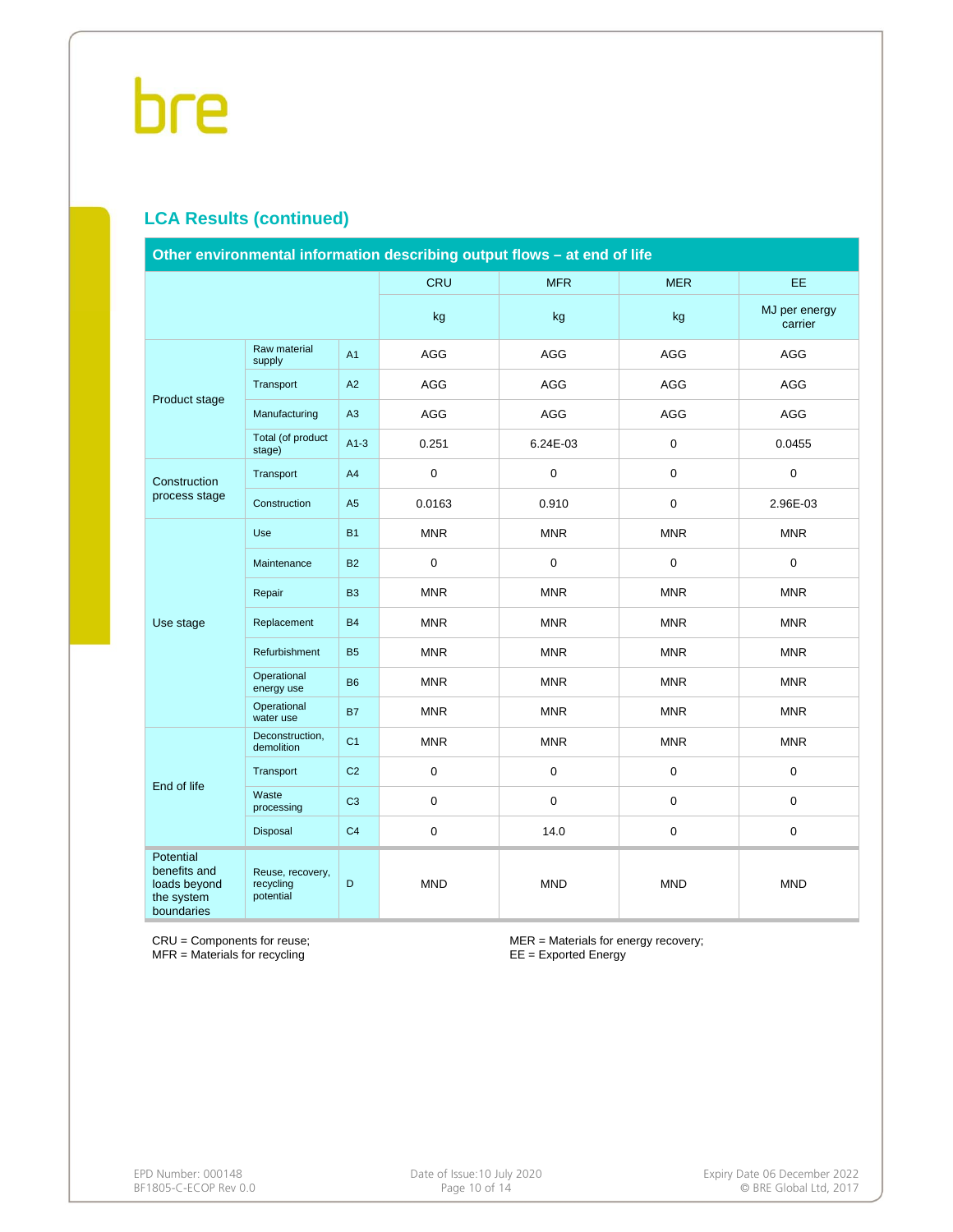## LCA Results (continued)

| Other environmental information describing output flows – at end of life | | | | | | |
|---|---|---|---|---|---|---|
| | | | CRU | MFR | MER | EE |
| | | | kg | kg | kg | MJ per energy carrier |
| Product stage | Raw material supply | A1 | AGG | AGG | AGG | AGG |
| | Transport | A2 | AGG | AGG | AGG | AGG |
| | Manufacturing | A3 | AGG | AGG | AGG | AGG |
| | Total (of product stage) | A1-3 | 0.251 | 6.24E-03 | 0 | 0.0455 |
| Construction process stage | Transport | A4 | 0 | 0 | 0 | 0 |
| | Construction | A5 | 0.0163 | 0.910 | 0 | 2.96E-03 |
| Use stage | Use | B1 | MNR | MNR | MNR | MNR |
| | Maintenance | B2 | 0 | 0 | 0 | 0 |
| | Repair | B3 | MNR | MNR | MNR | MNR |
| | Replacement | B4 | MNR | MNR | MNR | MNR |
| | Refurbishment | B5 | MNR | MNR | MNR | MNR |
| | Operational energy use | B6 | MNR | MNR | MNR | MNR |
| | Operational water use | B7 | MNR | MNR | MNR | MNR |
| End of life | Deconstruction, demolition | C1 | MNR | MNR | MNR | MNR |
| | Transport | C2 | 0 | 0 | 0 | 0 |
| | Waste processing | C3 | 0 | 0 | 0 | 0 |
| | Disposal | C4 | 0 | 14.0 | 0 | 0 |
| Potential benefits and loads beyond the system boundaries | Reuse, recovery, recycling potential | D | MND | MND | MND | MND |

CRU = Components for reuse;
MFR = Materials for recycling

MER = Materials for energy recovery;
EE = Exported Energy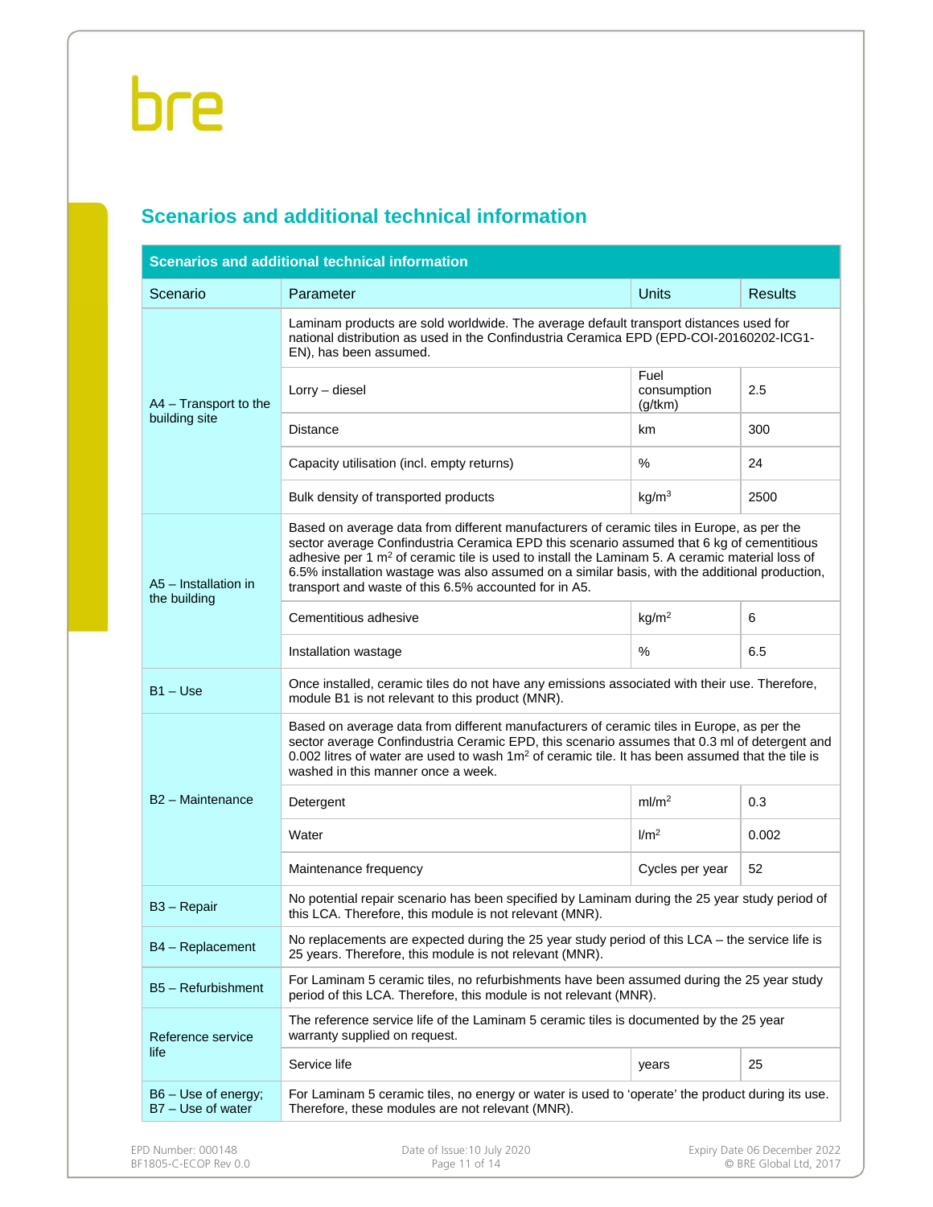## Scenarios and additional technical information

| Scenarios and additional technical information | | | |
|---|---|---|---|
| Scenario | Parameter | Units | Results |
| A4 – Transport to the building site | Laminam products are sold worldwide. The average default transport distances used for national distribution as used in the Confindustria Ceramica EPD (EPD-COI-20160202-ICG1-EN), has been assumed. | | |
| | Lorry – diesel | Fuel consumption (g/tkm) | 2.5 |
| | Distance | km | 300 |
| | Capacity utilisation (incl. empty returns) | % | 24 |
| | Bulk density of transported products | kg/m³ | 2500 |
| A5 – Installation in the building | Based on average data from different manufacturers of ceramic tiles in Europe, as per the sector average Confindustria Ceramica EPD this scenario assumed that 6 kg of cementitious adhesive per 1 m² of ceramic tile is used to install the Laminam 5. A ceramic material loss of 6.5% installation wastage was also assumed on a similar basis, with the additional production, transport and waste of this 6.5% accounted for in A5. | | |
| | Cementitious adhesive | kg/m² | 6 |
| | Installation wastage | % | 6.5 |
| B1 – Use | Once installed, ceramic tiles do not have any emissions associated with their use. Therefore, module B1 is not relevant to this product (MNR). | | |
| B2 – Maintenance | Based on average data from different manufacturers of ceramic tiles in Europe, as per the sector average Confindustria Ceramic EPD, this scenario assumes that 0.3 ml of detergent and 0.002 litres of water are used to wash 1m² of ceramic tile. It has been assumed that the tile is washed in this manner once a week. | | |
| | Detergent | ml/m² | 0.3 |
| | Water | l/m² | 0.002 |
| | Maintenance frequency | Cycles per year | 52 |
| B3 – Repair | No potential repair scenario has been specified by Laminam during the 25 year study period of this LCA. Therefore, this module is not relevant (MNR). | | |
| B4 – Replacement | No replacements are expected during the 25 year study period of this LCA – the service life is 25 years. Therefore, this module is not relevant (MNR). | | |
| B5 – Refurbishment | For Laminam 5 ceramic tiles, no refurbishments have been assumed during the 25 year study period of this LCA. Therefore, this module is not relevant (MNR). | | |
| Reference service life | The reference service life of the Laminam 5 ceramic tiles is documented by the 25 year warranty supplied on request. | | |
| | Service life | years | 25 |
| B6 – Use of energy; B7 – Use of water | For Laminam 5 ceramic tiles, no energy or water is used to 'operate' the product during its use. Therefore, these modules are not relevant (MNR). | | |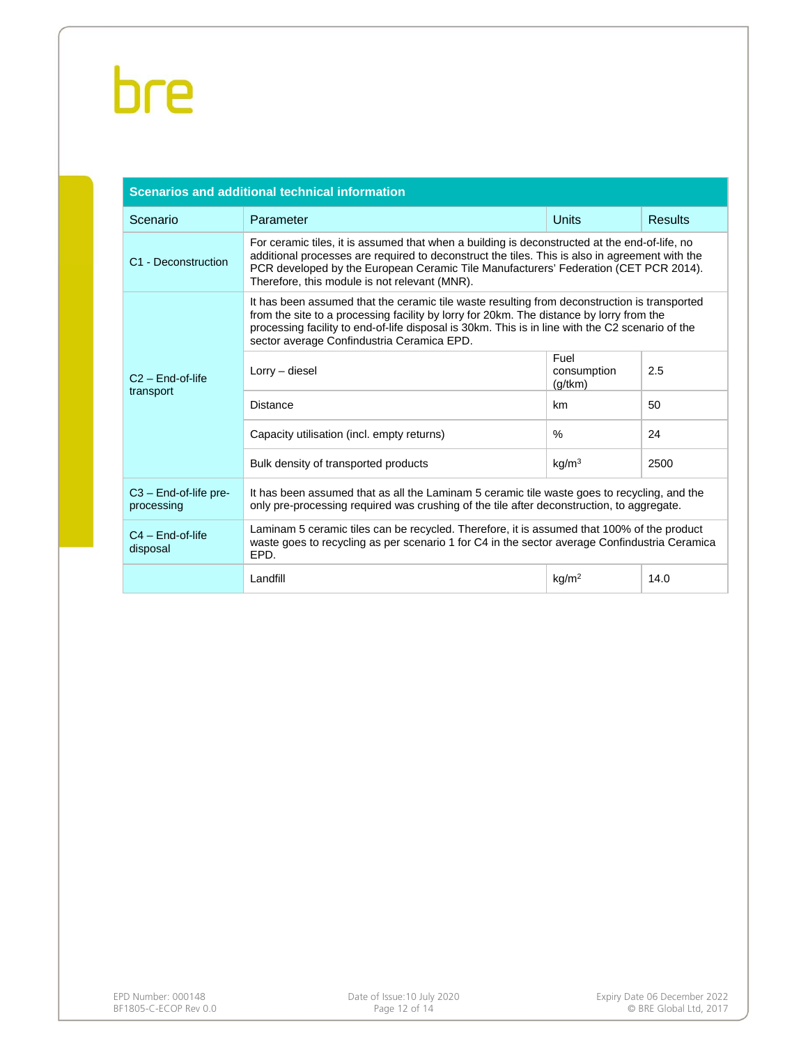| Scenarios and additional technical information | | | |
|---|---|---|---|
| Scenario | Parameter | Units | Results |
| C1 - Deconstruction | For ceramic tiles, it is assumed that when a building is deconstructed at the end-of-life, no additional processes are required to deconstruct the tiles. This is also in agreement with the PCR developed by the European Ceramic Tile Manufacturers' Federation (CET PCR 2014). Therefore, this module is not relevant (MNR). | | |
| C2 – End-of-life transport | It has been assumed that the ceramic tile waste resulting from deconstruction is transported from the site to a processing facility by lorry for 20km. The distance by lorry from the processing facility to end-of-life disposal is 30km. This is in line with the C2 scenario of the sector average Confindustria Ceramica EPD. | | |
| | Lorry – diesel | Fuel consumption (g/tkm) | 2.5 |
| | Distance | km | 50 |
| | Capacity utilisation (incl. empty returns) | % | 24 |
| | Bulk density of transported products | kg/m$^3$ | 2500 |
| C3 – End-of-life pre-processing | It has been assumed that as all the Laminam 5 ceramic tile waste goes to recycling, and the only pre-processing required was crushing of the tile after deconstruction, to aggregate. | | |
| C4 – End-of-life disposal | Laminam 5 ceramic tiles can be recycled. Therefore, it is assumed that 100% of the product waste goes to recycling as per scenario 1 for C4 in the sector average Confindustria Ceramica EPD. | | |
| | Landfill | kg/m$^2$ | 14.0 |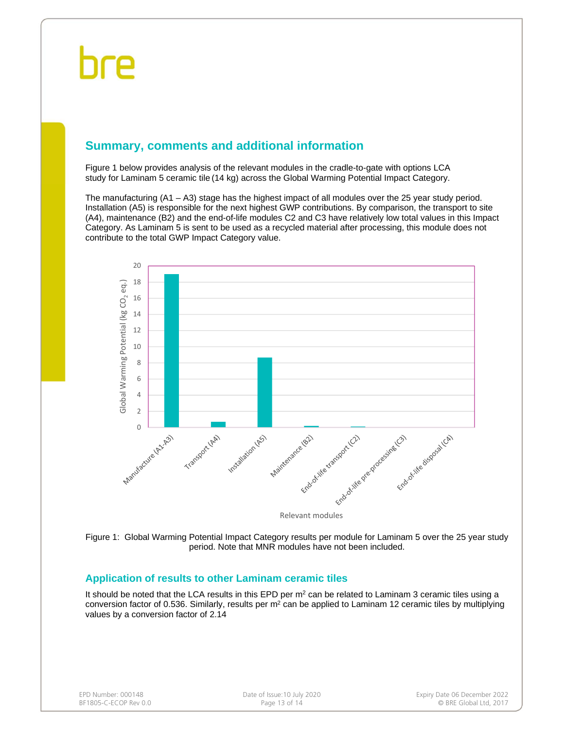## Summary, comments and additional information

Figure 1 below provides analysis of the relevant modules in the cradle-to-gate with options LCA study for Laminam 5 ceramic tile (14 kg) across the Global Warming Potential Impact Category.

The manufacturing (A1 – A3) stage has the highest impact of all modules over the 25 year study period. Installation (A5) is responsible for the next highest GWP contributions. By comparison, the transport to site (A4), maintenance (B2) and the end-of-life modules C2 and C3 have relatively low total values in this Impact Category. As Laminam 5 is sent to be used as a recycled material after processing, this module does not contribute to the total GWP Impact Category value.

Figure 1: Global Warming Potential Impact Category results per module for Laminam 5 over the 25 year study period. Note that MNR modules have not been included.

### Application of results to other Laminam ceramic tiles

It should be noted that the LCA results in this EPD per $m^2$ can be related to Laminam 3 ceramic tiles using a conversion factor of 0.536. Similarly, results per $m^2$ can be applied to Laminam 12 ceramic tiles by multiplying values by a conversion factor of 2.14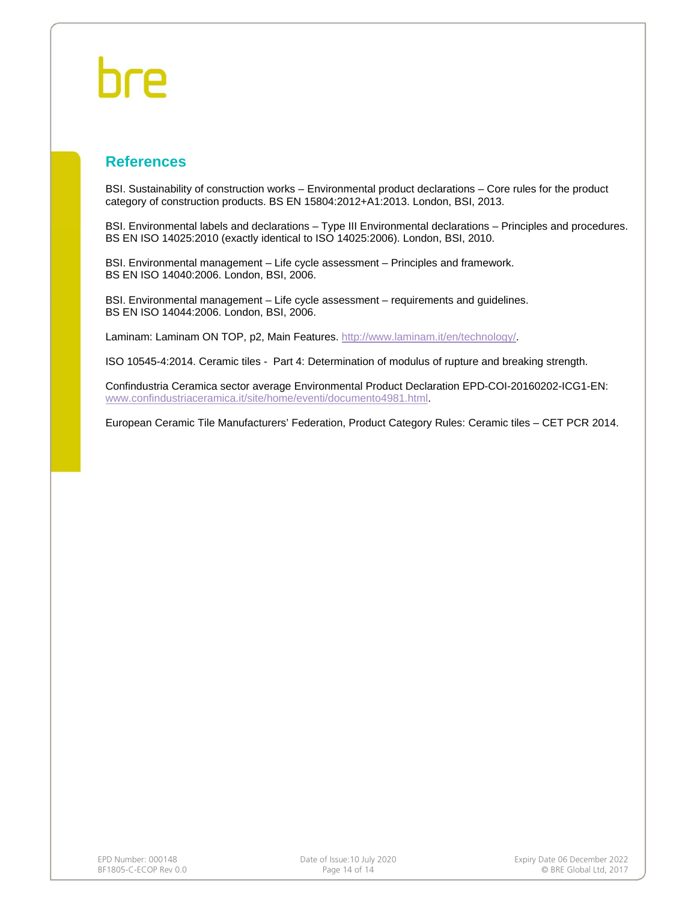## References

BSI. Sustainability of construction works – Environmental product declarations – Core rules for the product category of construction products. BS EN 15804:2012+A1:2013. London, BSI, 2013.

BSI. Environmental labels and declarations – Type III Environmental declarations – Principles and procedures. BS EN ISO 14025:2010 (exactly identical to ISO 14025:2006). London, BSI, 2010.

BSI. Environmental management – Life cycle assessment – Principles and framework. BS EN ISO 14040:2006. London, BSI, 2006.

BSI. Environmental management – Life cycle assessment – requirements and guidelines. BS EN ISO 14044:2006. London, BSI, 2006.

Laminam: Laminam ON TOP, p2, Main Features. http://www.laminam.it/en/technology/.

ISO 10545-4:2014. Ceramic tiles - Part 4: Determination of modulus of rupture and breaking strength.

Confindustria Ceramica sector average Environmental Product Declaration EPD-COI-20160202-ICG1-EN: www.confindustriaceramica.it/site/home/eventi/documento4981.html.

European Ceramic Tile Manufacturers' Federation, Product Category Rules: Ceramic tiles – CET PCR 2014.